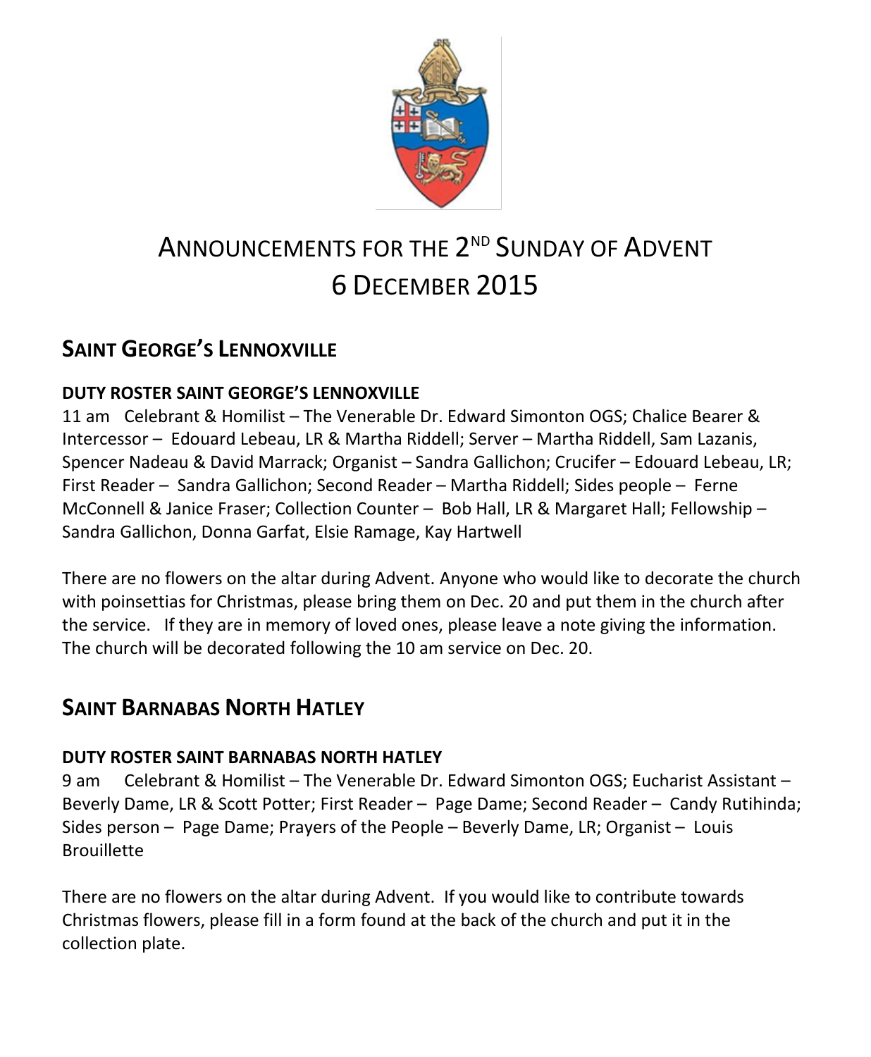# Announcements for the 2nd Sunday of Advent 6 December 2015

## Saint George's Lennoxville

### DUTY ROSTER SAINT GEORGE'S LENNOXVILLE

11 am Celebrant & Homilist – The Venerable Dr. Edward Simonton OGS; Chalice Bearer & Intercessor – Edouard Lebeau, LR & Martha Riddell; Server – Martha Riddell, Sam Lazanis, Spencer Nadeau & David Marrack; Organist – Sandra Gallichon; Crucifer – Edouard Lebeau, LR; First Reader – Sandra Gallichon; Second Reader – Martha Riddell; Sides people – Ferne McConnell & Janice Fraser; Collection Counter – Bob Hall, LR & Margaret Hall; Fellowship – Sandra Gallichon, Donna Garfat, Elsie Ramage, Kay Hartwell

There are no flowers on the altar during Advent. Anyone who would like to decorate the church with poinsettias for Christmas, please bring them on Dec. 20 and put them in the church after the service. If they are in memory of loved ones, please leave a note giving the information. The church will be decorated following the 10 am service on Dec. 20.

## Saint Barnabas North Hatley

### DUTY ROSTER SAINT BARNABAS NORTH HATLEY

9 am Celebrant & Homilist – The Venerable Dr. Edward Simonton OGS; Eucharist Assistant – Beverly Dame, LR & Scott Potter; First Reader – Page Dame; Second Reader – Candy Rutihinda; Sides person – Page Dame; Prayers of the People – Beverly Dame, LR; Organist – Louis Brouillette

There are no flowers on the altar during Advent. If you would like to contribute towards Christmas flowers, please fill in a form found at the back of the church and put it in the collection plate.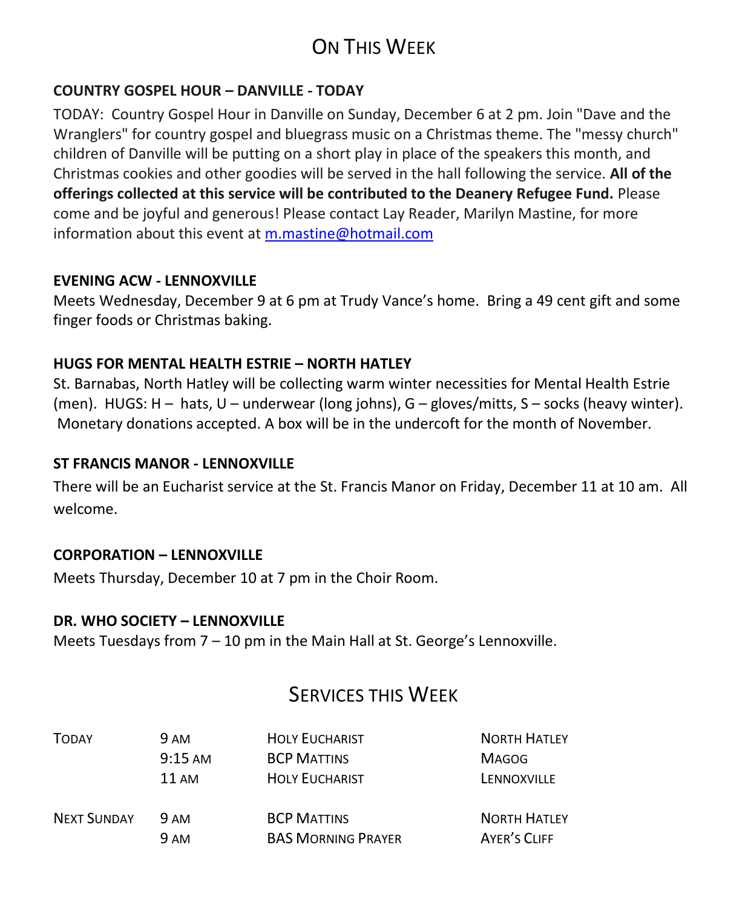# On This Week

**COUNTRY GOSPEL HOUR – DANVILLE - TODAY**

TODAY: Country Gospel Hour in Danville on Sunday, December 6 at 2 pm. Join "Dave and the Wranglers" for country gospel and bluegrass music on a Christmas theme. The "messy church" children of Danville will be putting on a short play in place of the speakers this month, and Christmas cookies and other goodies will be served in the hall following the service. **All of the offerings collected at this service will be contributed to the Deanery Refugee Fund.** Please come and be joyful and generous! Please contact Lay Reader, Marilyn Mastine, for more information about this event at m.mastine@hotmail.com

**EVENING ACW - LENNOXVILLE**

Meets Wednesday, December 9 at 6 pm at Trudy Vance's home. Bring a 49 cent gift and some finger foods or Christmas baking.

**HUGS FOR MENTAL HEALTH ESTRIE – NORTH HATLEY**

St. Barnabas, North Hatley will be collecting warm winter necessities for Mental Health Estrie (men). HUGS: H – hats, U – underwear (long johns), G – gloves/mitts, S – socks (heavy winter). Monetary donations accepted. A box will be in the undercoft for the month of November.

**ST FRANCIS MANOR - LENNOXVILLE**

There will be an Eucharist service at the St. Francis Manor on Friday, December 11 at 10 am. All welcome.

**CORPORATION – LENNOXVILLE**

Meets Thursday, December 10 at 7 pm in the Choir Room.

**DR. WHO SOCIETY – LENNOXVILLE**

Meets Tuesdays from 7 – 10 pm in the Main Hall at St. George's Lennoxville.

# Services this Week

| | | | |
|---|---|---|---|
| Today | 9 am | Holy Eucharist | North Hatley |
| | 9:15 am | BCP Mattins | Magog |
| | 11 am | Holy Eucharist | Lennoxville |
| Next Sunday | 9 am | BCP Mattins | North Hatley |
| | 9 am | BAS Morning Prayer | Ayer's Cliff |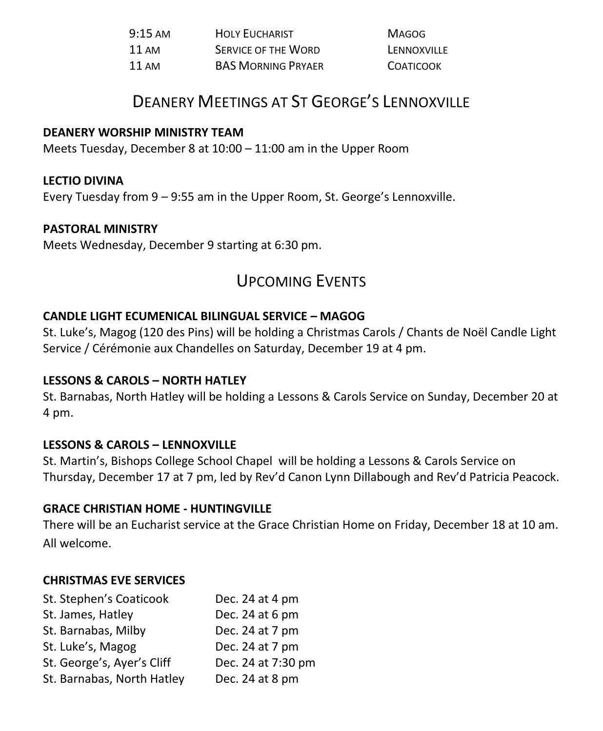| | | |
|---|---|---|
| 9:15 AM | HOLY EUCHARIST | MAGOG |
| 11 AM | SERVICE OF THE WORD | LENNOXVILLE |
| 11 AM | BAS MORNING PRYAER | COATICOOK |

## DEANERY MEETINGS AT ST GEORGE'S LENNOXVILLE

**DEANERY WORSHIP MINISTRY TEAM**
Meets Tuesday, December 8 at 10:00 – 11:00 am in the Upper Room

**LECTIO DIVINA**
Every Tuesday from 9 – 9:55 am in the Upper Room, St. George's Lennoxville.

**PASTORAL MINISTRY**
Meets Wednesday, December 9 starting at 6:30 pm.

## UPCOMING EVENTS

**CANDLE LIGHT ECUMENICAL BILINGUAL SERVICE – MAGOG**
St. Luke's, Magog (120 des Pins) will be holding a Christmas Carols / Chants de Noël Candle Light Service / Cérémonie aux Chandelles on Saturday, December 19 at 4 pm.

**LESSONS & CAROLS – NORTH HATLEY**
St. Barnabas, North Hatley will be holding a Lessons & Carols Service on Sunday, December 20 at 4 pm.

**LESSONS & CAROLS – LENNOXVILLE**
St. Martin's, Bishops College School Chapel will be holding a Lessons & Carols Service on Thursday, December 17 at 7 pm, led by Rev'd Canon Lynn Dillabough and Rev'd Patricia Peacock.

**GRACE CHRISTIAN HOME - HUNTINGVILLE**
There will be an Eucharist service at the Grace Christian Home on Friday, December 18 at 10 am. All welcome.

**CHRISTMAS EVE SERVICES**

| | |
|---|---|
| St. Stephen's Coaticook | Dec. 24 at 4 pm |
| St. James, Hatley | Dec. 24 at 6 pm |
| St. Barnabas, Milby | Dec. 24 at 7 pm |
| St. Luke's, Magog | Dec. 24 at 7 pm |
| St. George's, Ayer's Cliff | Dec. 24 at 7:30 pm |
| St. Barnabas, North Hatley | Dec. 24 at 8 pm |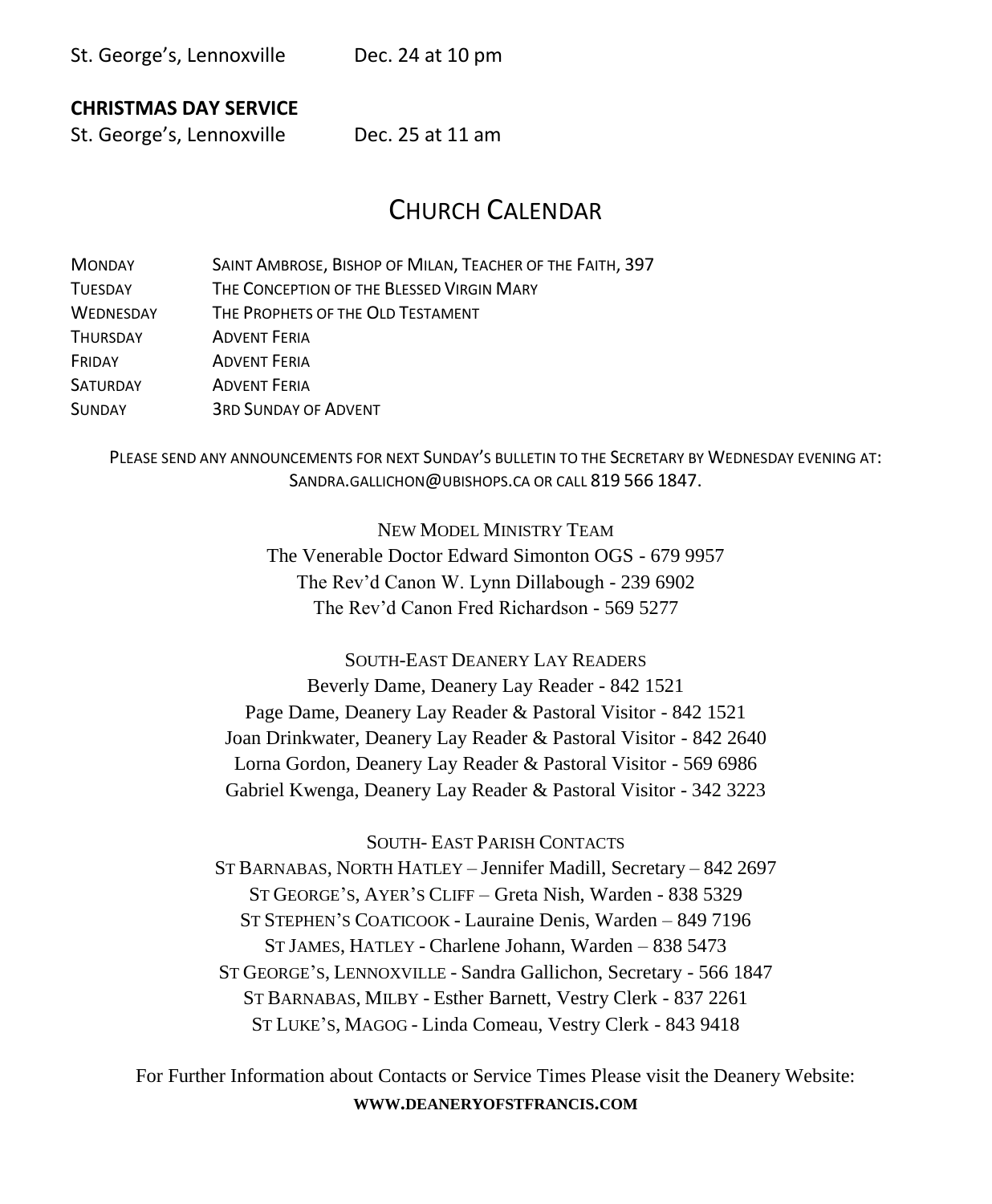St. George's, Lennoxville Dec. 24 at 10 pm

**CHRISTMAS DAY SERVICE**

St. George's, Lennoxville Dec. 25 at 11 am

# CHURCH CALENDAR

| | |
|---|---|
| MONDAY | SAINT AMBROSE, BISHOP OF MILAN, TEACHER OF THE FAITH, 397 |
| TUESDAY | THE CONCEPTION OF THE BLESSED VIRGIN MARY |
| WEDNESDAY | THE PROPHETS OF THE OLD TESTAMENT |
| THURSDAY | ADVENT FERIA |
| FRIDAY | ADVENT FERIA |
| SATURDAY | ADVENT FERIA |
| SUNDAY | 3RD SUNDAY OF ADVENT |

PLEASE SEND ANY ANNOUNCEMENTS FOR NEXT SUNDAY'S BULLETIN TO THE SECRETARY BY WEDNESDAY EVENING AT: SANDRA.GALLICHON@UBISHOPS.CA OR CALL 819 566 1847.

NEW MODEL MINISTRY TEAM
The Venerable Doctor Edward Simonton OGS - 679 9957
The Rev'd Canon W. Lynn Dillabough - 239 6902
The Rev'd Canon Fred Richardson - 569 5277

SOUTH-EAST DEANERY LAY READERS
Beverly Dame, Deanery Lay Reader - 842 1521
Page Dame, Deanery Lay Reader & Pastoral Visitor - 842 1521
Joan Drinkwater, Deanery Lay Reader & Pastoral Visitor - 842 2640
Lorna Gordon, Deanery Lay Reader & Pastoral Visitor - 569 6986
Gabriel Kwenga, Deanery Lay Reader & Pastoral Visitor - 342 3223

SOUTH- EAST PARISH CONTACTS
ST BARNABAS, NORTH HATLEY – Jennifer Madill, Secretary – 842 2697
ST GEORGE'S, AYER'S CLIFF – Greta Nish, Warden - 838 5329
ST STEPHEN'S COATICOOK - Lauraine Denis, Warden – 849 7196
ST JAMES, HATLEY - Charlene Johann, Warden – 838 5473
ST GEORGE'S, LENNOXVILLE - Sandra Gallichon, Secretary - 566 1847
ST BARNABAS, MILBY - Esther Barnett, Vestry Clerk - 837 2261
ST LUKE'S, MAGOG - Linda Comeau, Vestry Clerk - 843 9418

For Further Information about Contacts or Service Times Please visit the Deanery Website:
**WWW.DEANERYOFSTFRANCIS.COM**